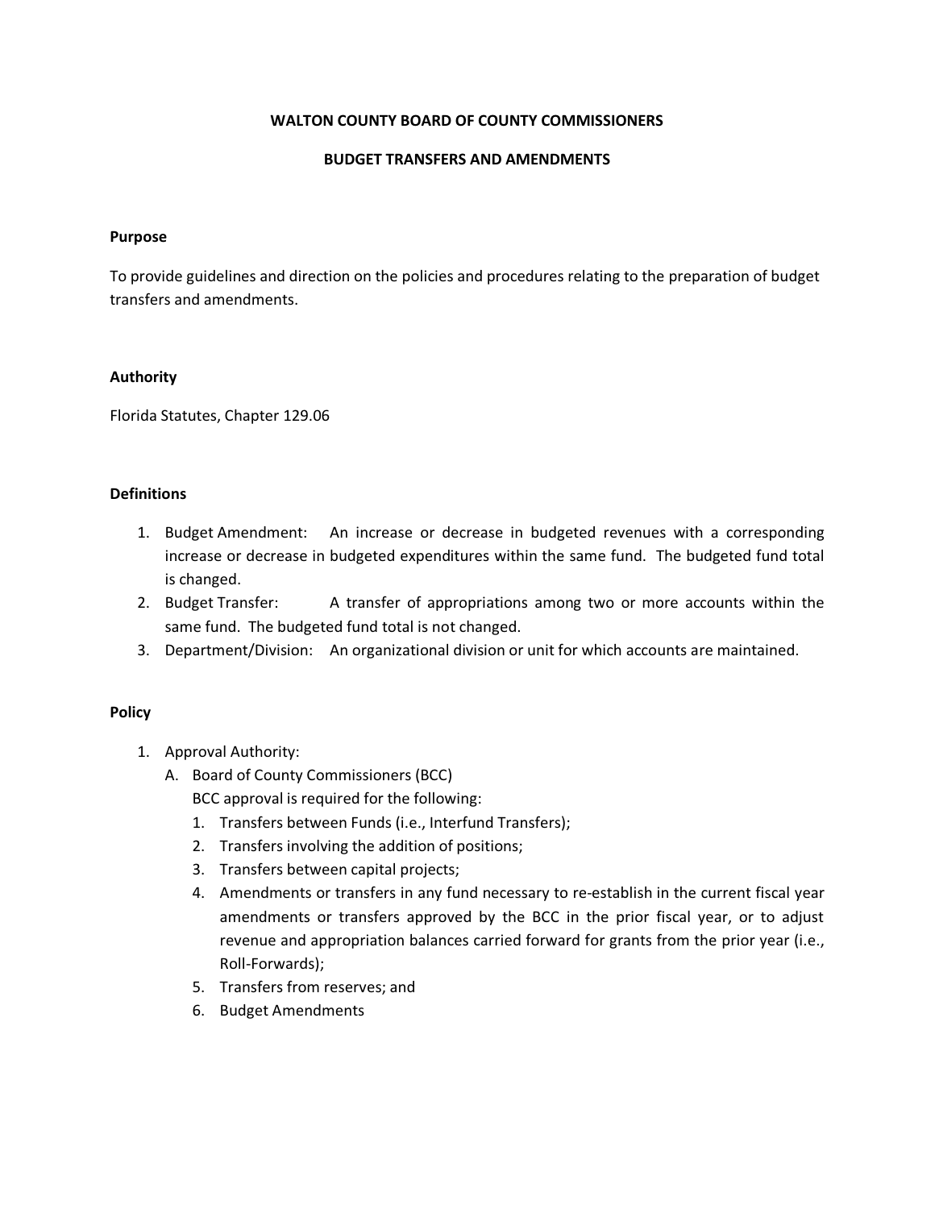# WALTON COUNTY BOARD OF COUNTY COMMISSIONERS

## BUDGET TRANSFERS AND AMENDMENTS

### Purpose

To provide guidelines and direction on the policies and procedures relating to the preparation of budget transfers and amendments.

### Authority

Florida Statutes, Chapter 129.06

### Definitions

1. Budget Amendment: An increase or decrease in budgeted revenues with a corresponding increase or decrease in budgeted expenditures within the same fund. The budgeted fund total is changed.
2. Budget Transfer: A transfer of appropriations among two or more accounts within the same fund. The budgeted fund total is not changed.
3. Department/Division: An organizational division or unit for which accounts are maintained.

### Policy

1. Approval Authority:
   A. Board of County Commissioners (BCC)
      BCC approval is required for the following:
      1. Transfers between Funds (i.e., Interfund Transfers);
      2. Transfers involving the addition of positions;
      3. Transfers between capital projects;
      4. Amendments or transfers in any fund necessary to re-establish in the current fiscal year amendments or transfers approved by the BCC in the prior fiscal year, or to adjust revenue and appropriation balances carried forward for grants from the prior year (i.e., Roll-Forwards);
      5. Transfers from reserves; and
      6. Budget Amendments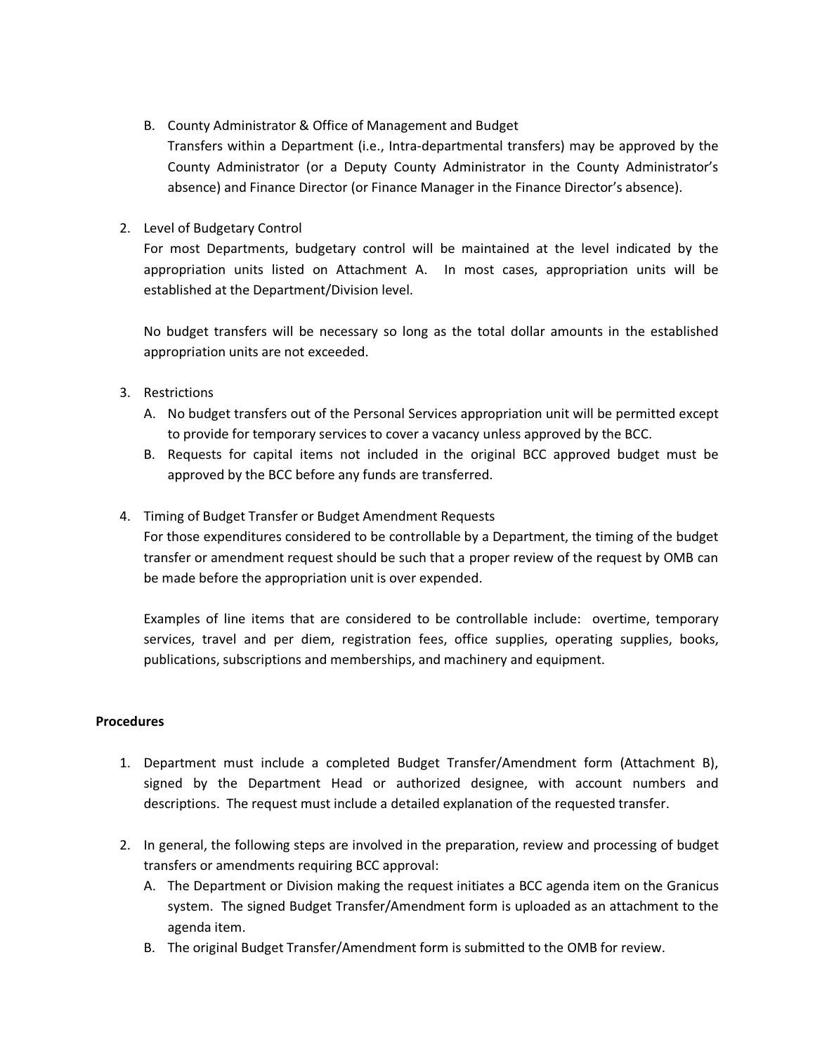B. County Administrator & Office of Management and Budget

   Transfers within a Department (i.e., Intra-departmental transfers) may be approved by the County Administrator (or a Deputy County Administrator in the County Administrator's absence) and Finance Director (or Finance Manager in the Finance Director's absence).

2. Level of Budgetary Control

   For most Departments, budgetary control will be maintained at the level indicated by the appropriation units listed on Attachment A. In most cases, appropriation units will be established at the Department/Division level.

   No budget transfers will be necessary so long as the total dollar amounts in the established appropriation units are not exceeded.

3. Restrictions
   A. No budget transfers out of the Personal Services appropriation unit will be permitted except to provide for temporary services to cover a vacancy unless approved by the BCC.
   B. Requests for capital items not included in the original BCC approved budget must be approved by the BCC before any funds are transferred.

4. Timing of Budget Transfer or Budget Amendment Requests

   For those expenditures considered to be controllable by a Department, the timing of the budget transfer or amendment request should be such that a proper review of the request by OMB can be made before the appropriation unit is over expended.

   Examples of line items that are considered to be controllable include: overtime, temporary services, travel and per diem, registration fees, office supplies, operating supplies, books, publications, subscriptions and memberships, and machinery and equipment.

**Procedures**

1. Department must include a completed Budget Transfer/Amendment form (Attachment B), signed by the Department Head or authorized designee, with account numbers and descriptions. The request must include a detailed explanation of the requested transfer.

2. In general, the following steps are involved in the preparation, review and processing of budget transfers or amendments requiring BCC approval:
   A. The Department or Division making the request initiates a BCC agenda item on the Granicus system. The signed Budget Transfer/Amendment form is uploaded as an attachment to the agenda item.
   B. The original Budget Transfer/Amendment form is submitted to the OMB for review.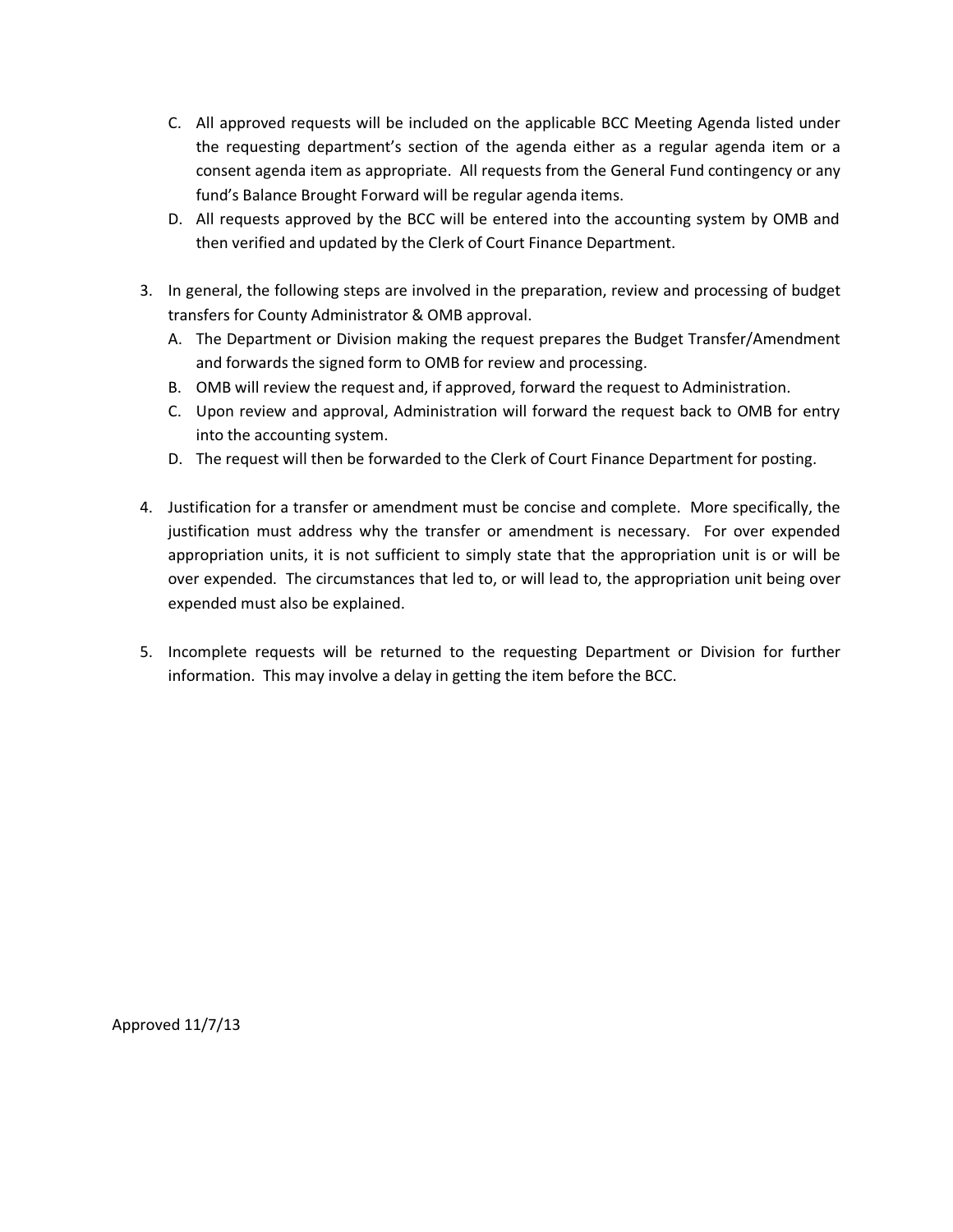C. All approved requests will be included on the applicable BCC Meeting Agenda listed under the requesting department's section of the agenda either as a regular agenda item or a consent agenda item as appropriate. All requests from the General Fund contingency or any fund's Balance Brought Forward will be regular agenda items.
D. All requests approved by the BCC will be entered into the accounting system by OMB and then verified and updated by the Clerk of Court Finance Department.

3. In general, the following steps are involved in the preparation, review and processing of budget transfers for County Administrator & OMB approval.
   A. The Department or Division making the request prepares the Budget Transfer/Amendment and forwards the signed form to OMB for review and processing.
   B. OMB will review the request and, if approved, forward the request to Administration.
   C. Upon review and approval, Administration will forward the request back to OMB for entry into the accounting system.
   D. The request will then be forwarded to the Clerk of Court Finance Department for posting.

4. Justification for a transfer or amendment must be concise and complete. More specifically, the justification must address why the transfer or amendment is necessary. For over expended appropriation units, it is not sufficient to simply state that the appropriation unit is or will be over expended. The circumstances that led to, or will lead to, the appropriation unit being over expended must also be explained.

5. Incomplete requests will be returned to the requesting Department or Division for further information. This may involve a delay in getting the item before the BCC.

Approved 11/7/13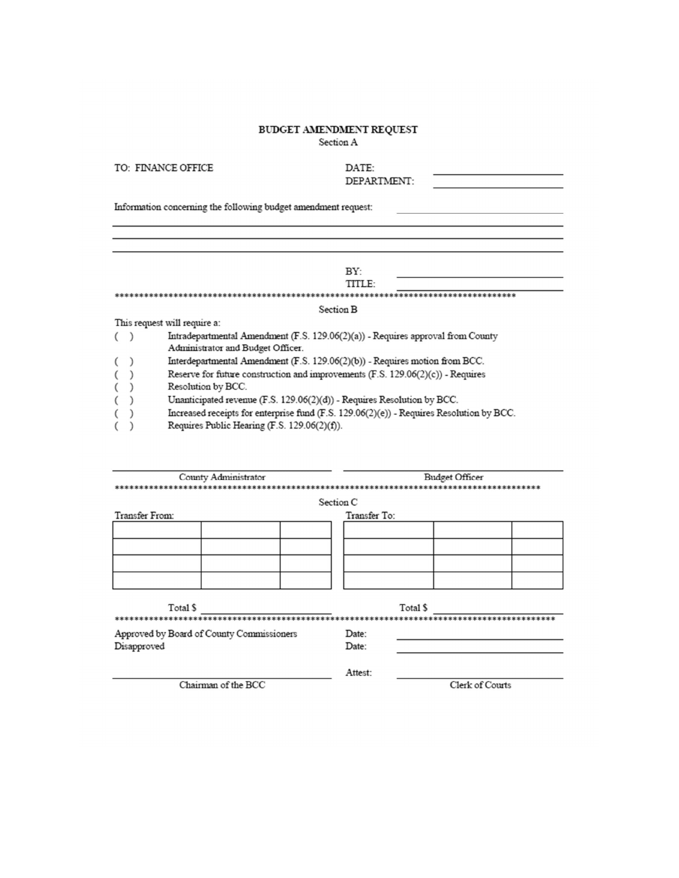# BUDGET AMENDMENT REQUEST

Section A

TO: FINANCE OFFICE

DATE: ____________________

DEPARTMENT: ____________________

Information concerning the following budget amendment request: ____________________

______________________________________________________________________

______________________________________________________________________

______________________________________________________________________

BY: ____________________

TITLE: ____________________

*************************************************************************************

Section B

This request will require a:

( ) Intradepartmental Amendment (F.S. 129.06(2)(a)) - Requires approval from County Administrator and Budget Officer.

( ) Interdepartmental Amendment (F.S. 129.06(2)(b)) - Requires motion from BCC.

( ) Reserve for future construction and improvements (F.S. 129.06(2)(c)) - Requires

( ) Resolution by BCC.

( ) Unanticipated revenue (F.S. 129.06(2)(d)) - Requires Resolution by BCC.

( ) Increased receipts for enterprise fund (F.S. 129.06(2)(e)) - Requires Resolution by BCC.

( ) Requires Public Hearing (F.S. 129.06(2)(f)).

____________________ County Administrator

____________________ Budget Officer

*************************************************************************************

Section C

Transfer From:

| | | |
|---|---|---|
| | | |
| | | |
| | | |
| | | |

Total $ ____________________

Transfer To:

| | | |
|---|---|---|
| | | |
| | | |
| | | |
| | | |

Total $ ____________________

*************************************************************************************

Approved by Board of County Commissioners Date: ____________________

Disapproved Date: ____________________

____________________ Chairman of the BCC

Attest: ____________________ Clerk of Courts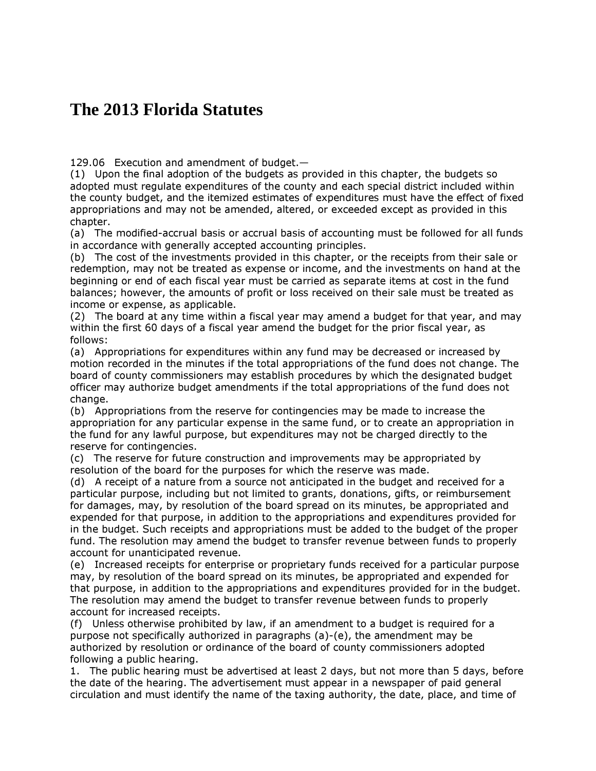# The 2013 Florida Statutes

129.06 Execution and amendment of budget.—

(1) Upon the final adoption of the budgets as provided in this chapter, the budgets so adopted must regulate expenditures of the county and each special district included within the county budget, and the itemized estimates of expenditures must have the effect of fixed appropriations and may not be amended, altered, or exceeded except as provided in this chapter.

(a) The modified-accrual basis or accrual basis of accounting must be followed for all funds in accordance with generally accepted accounting principles.

(b) The cost of the investments provided in this chapter, or the receipts from their sale or redemption, may not be treated as expense or income, and the investments on hand at the beginning or end of each fiscal year must be carried as separate items at cost in the fund balances; however, the amounts of profit or loss received on their sale must be treated as income or expense, as applicable.

(2) The board at any time within a fiscal year may amend a budget for that year, and may within the first 60 days of a fiscal year amend the budget for the prior fiscal year, as follows:

(a) Appropriations for expenditures within any fund may be decreased or increased by motion recorded in the minutes if the total appropriations of the fund does not change. The board of county commissioners may establish procedures by which the designated budget officer may authorize budget amendments if the total appropriations of the fund does not change.

(b) Appropriations from the reserve for contingencies may be made to increase the appropriation for any particular expense in the same fund, or to create an appropriation in the fund for any lawful purpose, but expenditures may not be charged directly to the reserve for contingencies.

(c) The reserve for future construction and improvements may be appropriated by resolution of the board for the purposes for which the reserve was made.

(d) A receipt of a nature from a source not anticipated in the budget and received for a particular purpose, including but not limited to grants, donations, gifts, or reimbursement for damages, may, by resolution of the board spread on its minutes, be appropriated and expended for that purpose, in addition to the appropriations and expenditures provided for in the budget. Such receipts and appropriations must be added to the budget of the proper fund. The resolution may amend the budget to transfer revenue between funds to properly account for unanticipated revenue.

(e) Increased receipts for enterprise or proprietary funds received for a particular purpose may, by resolution of the board spread on its minutes, be appropriated and expended for that purpose, in addition to the appropriations and expenditures provided for in the budget. The resolution may amend the budget to transfer revenue between funds to properly account for increased receipts.

(f) Unless otherwise prohibited by law, if an amendment to a budget is required for a purpose not specifically authorized in paragraphs (a)-(e), the amendment may be authorized by resolution or ordinance of the board of county commissioners adopted following a public hearing.

1. The public hearing must be advertised at least 2 days, but not more than 5 days, before the date of the hearing. The advertisement must appear in a newspaper of paid general circulation and must identify the name of the taxing authority, the date, place, and time of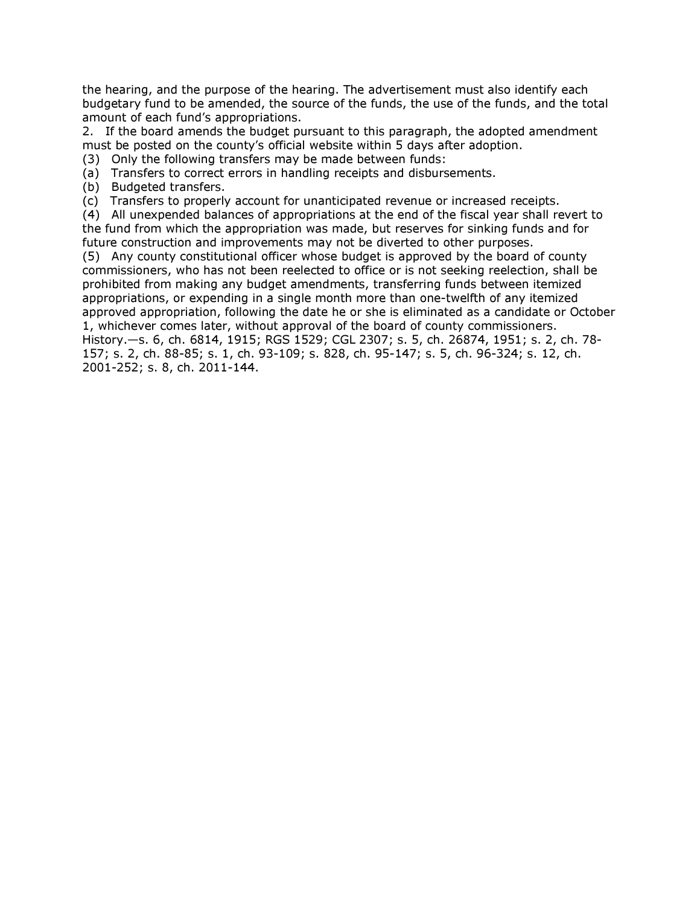the hearing, and the purpose of the hearing. The advertisement must also identify each budgetary fund to be amended, the source of the funds, the use of the funds, and the total amount of each fund's appropriations.

2. If the board amends the budget pursuant to this paragraph, the adopted amendment must be posted on the county's official website within 5 days after adoption.

(3) Only the following transfers may be made between funds:

(a) Transfers to correct errors in handling receipts and disbursements.

(b) Budgeted transfers.

(c) Transfers to properly account for unanticipated revenue or increased receipts.

(4) All unexpended balances of appropriations at the end of the fiscal year shall revert to the fund from which the appropriation was made, but reserves for sinking funds and for future construction and improvements may not be diverted to other purposes.

(5) Any county constitutional officer whose budget is approved by the board of county commissioners, who has not been reelected to office or is not seeking reelection, shall be prohibited from making any budget amendments, transferring funds between itemized appropriations, or expending in a single month more than one-twelfth of any itemized approved appropriation, following the date he or she is eliminated as a candidate or October 1, whichever comes later, without approval of the board of county commissioners.

History.—s. 6, ch. 6814, 1915; RGS 1529; CGL 2307; s. 5, ch. 26874, 1951; s. 2, ch. 78-157; s. 2, ch. 88-85; s. 1, ch. 93-109; s. 828, ch. 95-147; s. 5, ch. 96-324; s. 12, ch. 2001-252; s. 8, ch. 2011-144.